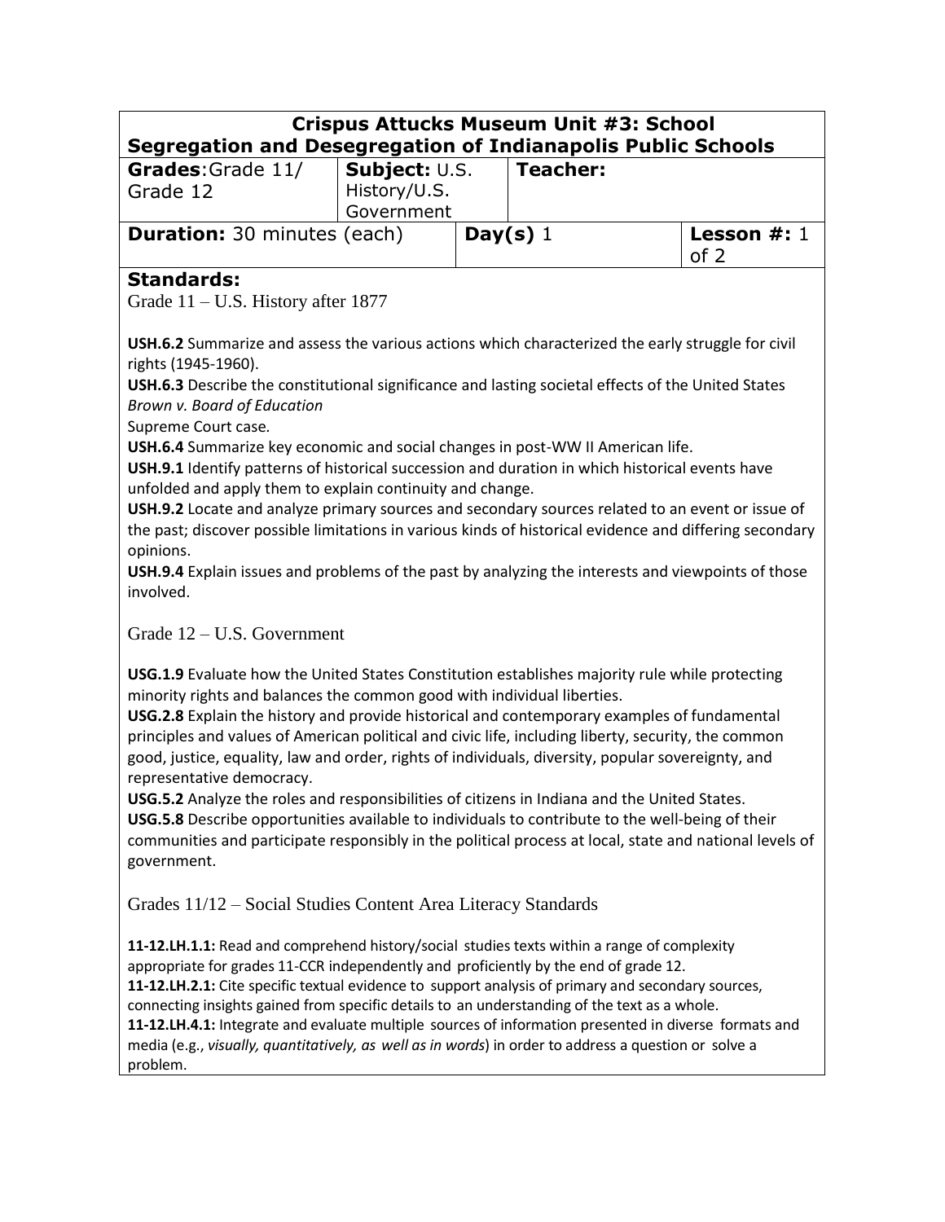| **Crispus Attucks Museum Unit #3: School Segregation and Desegregation of Indianapolis Public Schools** | | | |
|---|---|---|---|
| **Grades**: Grade 11/ Grade 12 | **Subject:** U.S. History/U.S. Government | **Teacher:** | |
| **Duration:** 30 minutes (each) | | **Day(s)** 1 | **Lesson #:** 1 of 2 |

## Standards:

Grade 11 – U.S. History after 1877

**USH.6.2** Summarize and assess the various actions which characterized the early struggle for civil rights (1945-1960).
**USH.6.3** Describe the constitutional significance and lasting societal effects of the United States *Brown v. Board of Education* Supreme Court case.
**USH.6.4** Summarize key economic and social changes in post-WW II American life.
**USH.9.1** Identify patterns of historical succession and duration in which historical events have unfolded and apply them to explain continuity and change.
**USH.9.2** Locate and analyze primary sources and secondary sources related to an event or issue of the past; discover possible limitations in various kinds of historical evidence and differing secondary opinions.
**USH.9.4** Explain issues and problems of the past by analyzing the interests and viewpoints of those involved.

Grade 12 – U.S. Government

**USG.1.9** Evaluate how the United States Constitution establishes majority rule while protecting minority rights and balances the common good with individual liberties.
**USG.2.8** Explain the history and provide historical and contemporary examples of fundamental principles and values of American political and civic life, including liberty, security, the common good, justice, equality, law and order, rights of individuals, diversity, popular sovereignty, and representative democracy.
**USG.5.2** Analyze the roles and responsibilities of citizens in Indiana and the United States.
**USG.5.8** Describe opportunities available to individuals to contribute to the well-being of their communities and participate responsibly in the political process at local, state and national levels of government.

Grades 11/12 – Social Studies Content Area Literacy Standards

**11-12.LH.1.1:** Read and comprehend history/social studies texts within a range of complexity appropriate for grades 11-CCR independently and proficiently by the end of grade 12.
**11-12.LH.2.1:** Cite specific textual evidence to support analysis of primary and secondary sources, connecting insights gained from specific details to an understanding of the text as a whole.
**11-12.LH.4.1:** Integrate and evaluate multiple sources of information presented in diverse formats and media (e.g., *visually, quantitatively, as well as in words*) in order to address a question or solve a problem.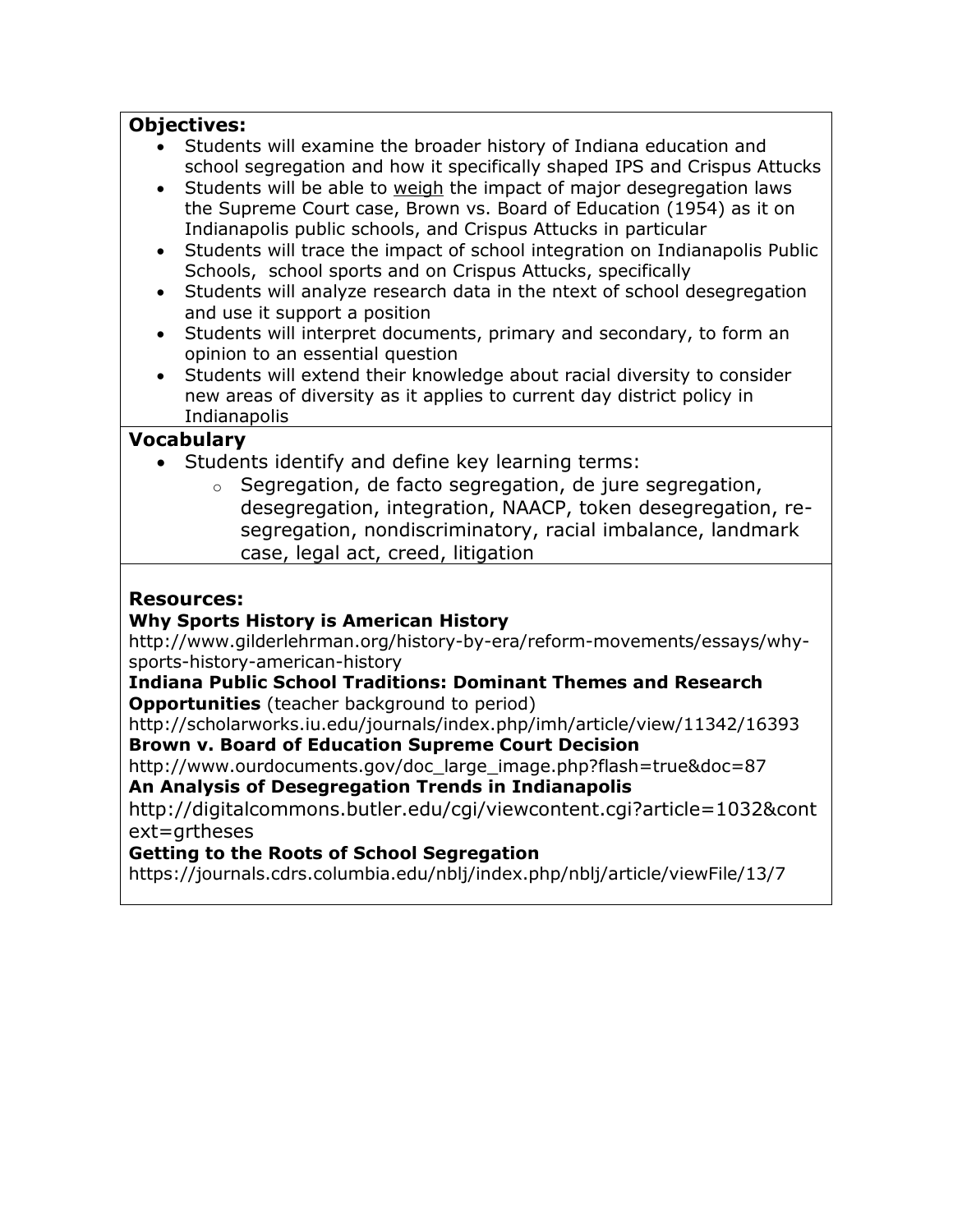**Objectives:**

- Students will examine the broader history of Indiana education and school segregation and how it specifically shaped IPS and Crispus Attucks
- Students will be able to weigh the impact of major desegregation laws the Supreme Court case, Brown vs. Board of Education (1954) as it on Indianapolis public schools, and Crispus Attucks in particular
- Students will trace the impact of school integration on Indianapolis Public Schools, school sports and on Crispus Attucks, specifically
- Students will analyze research data in the ntext of school desegregation and use it support a position
- Students will interpret documents, primary and secondary, to form an opinion to an essential question
- Students will extend their knowledge about racial diversity to consider new areas of diversity as it applies to current day district policy in Indianapolis

**Vocabulary**

- Students identify and define key learning terms:
  - Segregation, de facto segregation, de jure segregation, desegregation, integration, NAACP, token desegregation, re-segregation, nondiscriminatory, racial imbalance, landmark case, legal act, creed, litigation

**Resources:**

**Why Sports History is American History**
http://www.gilderlehrman.org/history-by-era/reform-movements/essays/why-sports-history-american-history

**Indiana Public School Traditions: Dominant Themes and Research Opportunities** (teacher background to period)
http://scholarworks.iu.edu/journals/index.php/imh/article/view/11342/16393

**Brown v. Board of Education Supreme Court Decision**
http://www.ourdocuments.gov/doc_large_image.php?flash=true&doc=87

**An Analysis of Desegregation Trends in Indianapolis**
http://digitalcommons.butler.edu/cgi/viewcontent.cgi?article=1032&context=grtheses

**Getting to the Roots of School Segregation**
https://journals.cdrs.columbia.edu/nblj/index.php/nblj/article/viewFile/13/7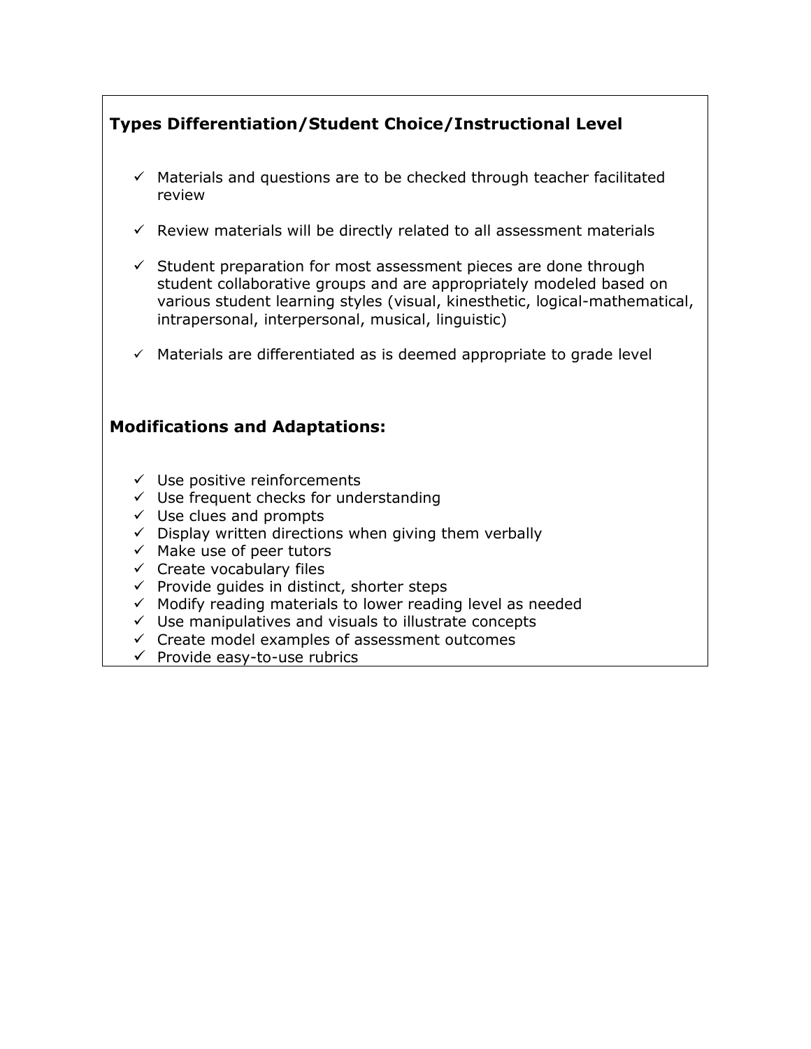**Types Differentiation/Student Choice/Instructional Level**

- ✓ Materials and questions are to be checked through teacher facilitated review
- ✓ Review materials will be directly related to all assessment materials
- ✓ Student preparation for most assessment pieces are done through student collaborative groups and are appropriately modeled based on various student learning styles (visual, kinesthetic, logical-mathematical, intrapersonal, interpersonal, musical, linguistic)
- ✓ Materials are differentiated as is deemed appropriate to grade level

**Modifications and Adaptations:**

- ✓ Use positive reinforcements
- ✓ Use frequent checks for understanding
- ✓ Use clues and prompts
- ✓ Display written directions when giving them verbally
- ✓ Make use of peer tutors
- ✓ Create vocabulary files
- ✓ Provide guides in distinct, shorter steps
- ✓ Modify reading materials to lower reading level as needed
- ✓ Use manipulatives and visuals to illustrate concepts
- ✓ Create model examples of assessment outcomes
- ✓ Provide easy-to-use rubrics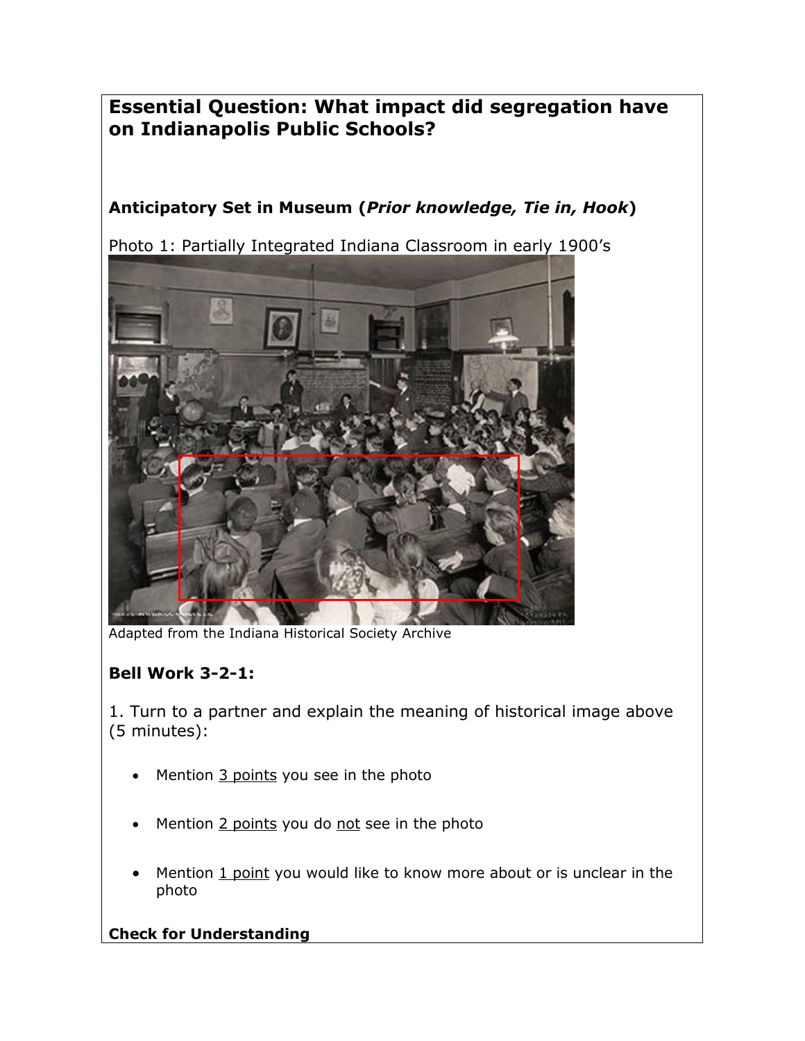**Essential Question: What impact did segregation have on Indianapolis Public Schools?**

**Anticipatory Set in Museum (*Prior knowledge, Tie in, Hook*)**

Photo 1: Partially Integrated Indiana Classroom in early 1900's

Adapted from the Indiana Historical Society Archive

**Bell Work 3-2-1:**

1. Turn to a partner and explain the meaning of historical image above (5 minutes):

- Mention 3 points you see in the photo
- Mention 2 points you do not see in the photo
- Mention 1 point you would like to know more about or is unclear in the photo

**Check for Understanding**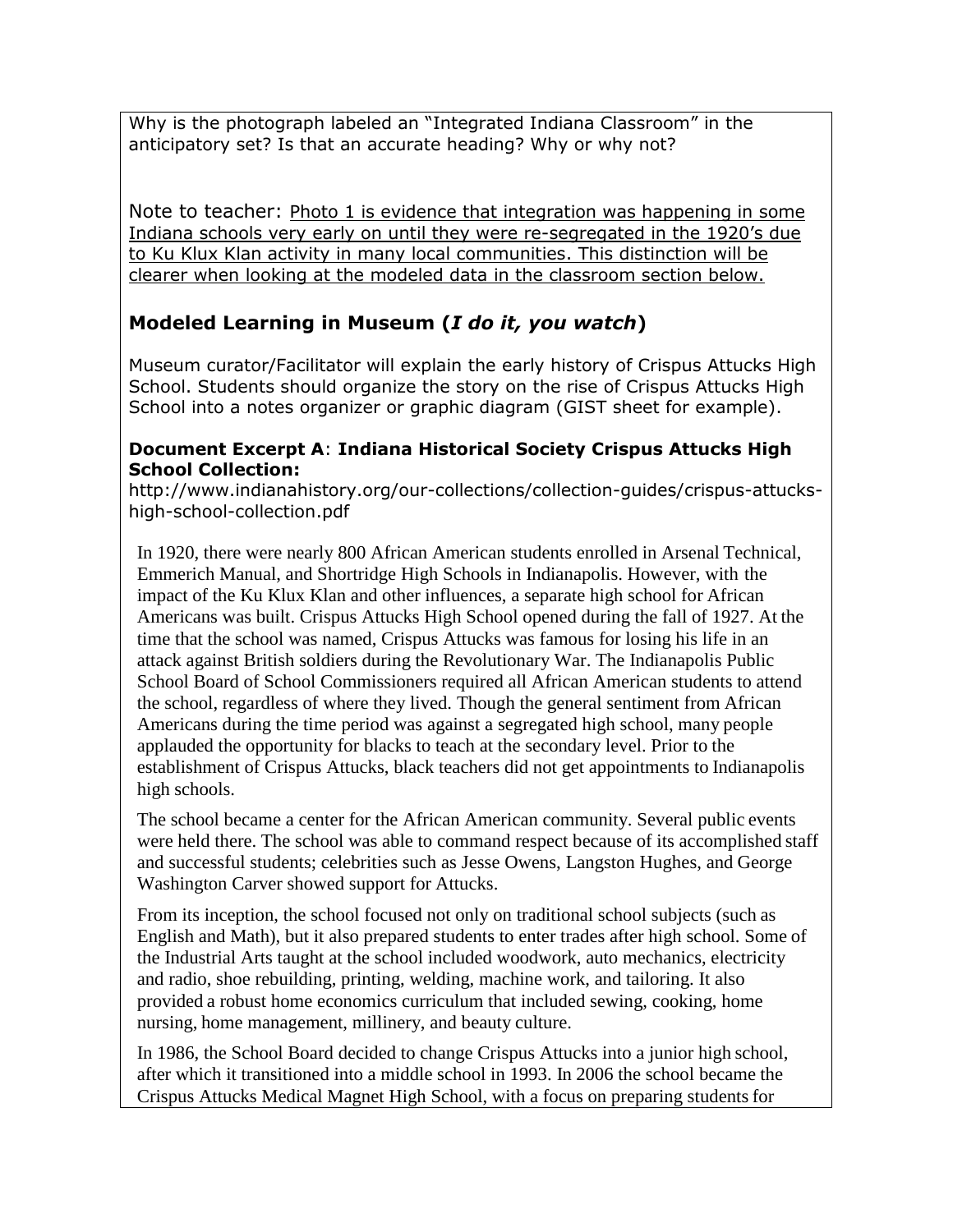Why is the photograph labeled an "Integrated Indiana Classroom" in the anticipatory set? Is that an accurate heading? Why or why not?

Note to teacher: Photo 1 is evidence that integration was happening in some Indiana schools very early on until they were re-segregated in the 1920's due to Ku Klux Klan activity in many local communities. This distinction will be clearer when looking at the modeled data in the classroom section below.

## Modeled Learning in Museum (*I do it, you watch*)

Museum curator/Facilitator will explain the early history of Crispus Attucks High School. Students should organize the story on the rise of Crispus Attucks High School into a notes organizer or graphic diagram (GIST sheet for example).

**Document Excerpt A**: **Indiana Historical Society Crispus Attucks High School Collection:**
http://www.indianahistory.org/our-collections/collection-guides/crispus-attucks-high-school-collection.pdf

In 1920, there were nearly 800 African American students enrolled in Arsenal Technical, Emmerich Manual, and Shortridge High Schools in Indianapolis. However, with the impact of the Ku Klux Klan and other influences, a separate high school for African Americans was built. Crispus Attucks High School opened during the fall of 1927. At the time that the school was named, Crispus Attucks was famous for losing his life in an attack against British soldiers during the Revolutionary War. The Indianapolis Public School Board of School Commissioners required all African American students to attend the school, regardless of where they lived. Though the general sentiment from African Americans during the time period was against a segregated high school, many people applauded the opportunity for blacks to teach at the secondary level. Prior to the establishment of Crispus Attucks, black teachers did not get appointments to Indianapolis high schools.

The school became a center for the African American community. Several public events were held there. The school was able to command respect because of its accomplished staff and successful students; celebrities such as Jesse Owens, Langston Hughes, and George Washington Carver showed support for Attucks.

From its inception, the school focused not only on traditional school subjects (such as English and Math), but it also prepared students to enter trades after high school. Some of the Industrial Arts taught at the school included woodwork, auto mechanics, electricity and radio, shoe rebuilding, printing, welding, machine work, and tailoring. It also provided a robust home economics curriculum that included sewing, cooking, home nursing, home management, millinery, and beauty culture.

In 1986, the School Board decided to change Crispus Attucks into a junior high school, after which it transitioned into a middle school in 1993. In 2006 the school became the Crispus Attucks Medical Magnet High School, with a focus on preparing students for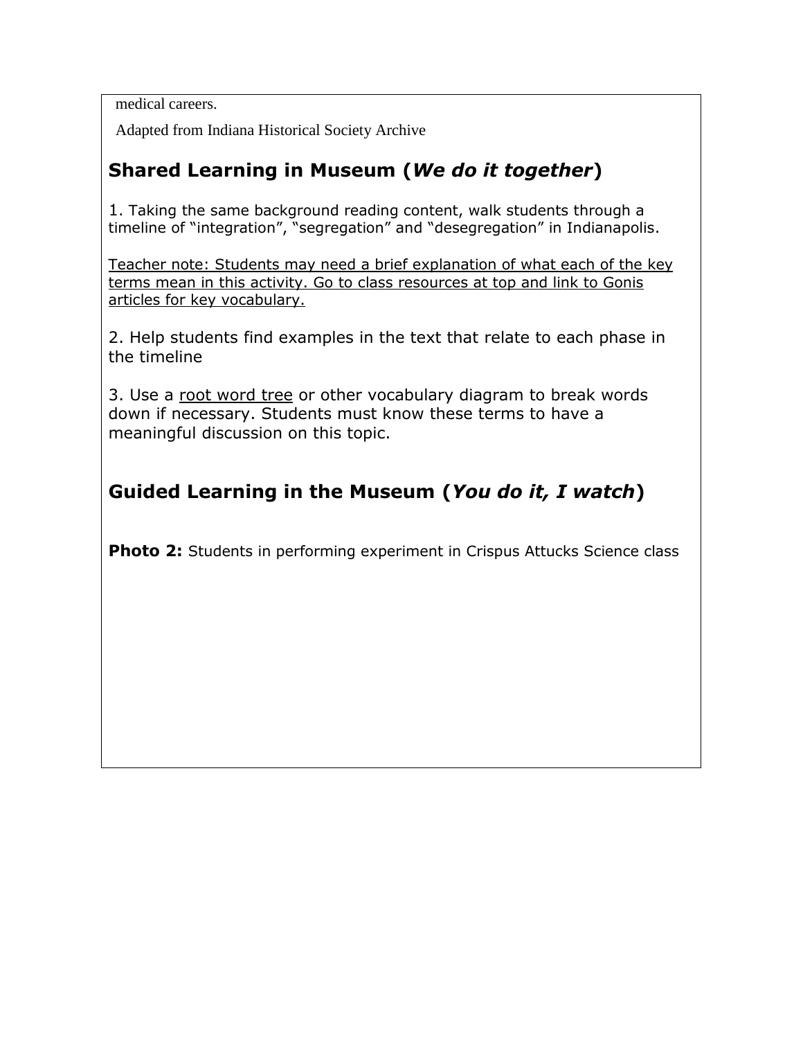medical careers.

Adapted from Indiana Historical Society Archive

## Shared Learning in Museum (*We do it together*)

1. Taking the same background reading content, walk students through a timeline of "integration", "segregation" and "desegregation" in Indianapolis.

Teacher note: Students may need a brief explanation of what each of the key terms mean in this activity. Go to class resources at top and link to Gonis articles for key vocabulary.

2. Help students find examples in the text that relate to each phase in the timeline

3. Use a root word tree or other vocabulary diagram to break words down if necessary. Students must know these terms to have a meaningful discussion on this topic.

## Guided Learning in the Museum (*You do it, I watch*)

**Photo 2:** Students in performing experiment in Crispus Attucks Science class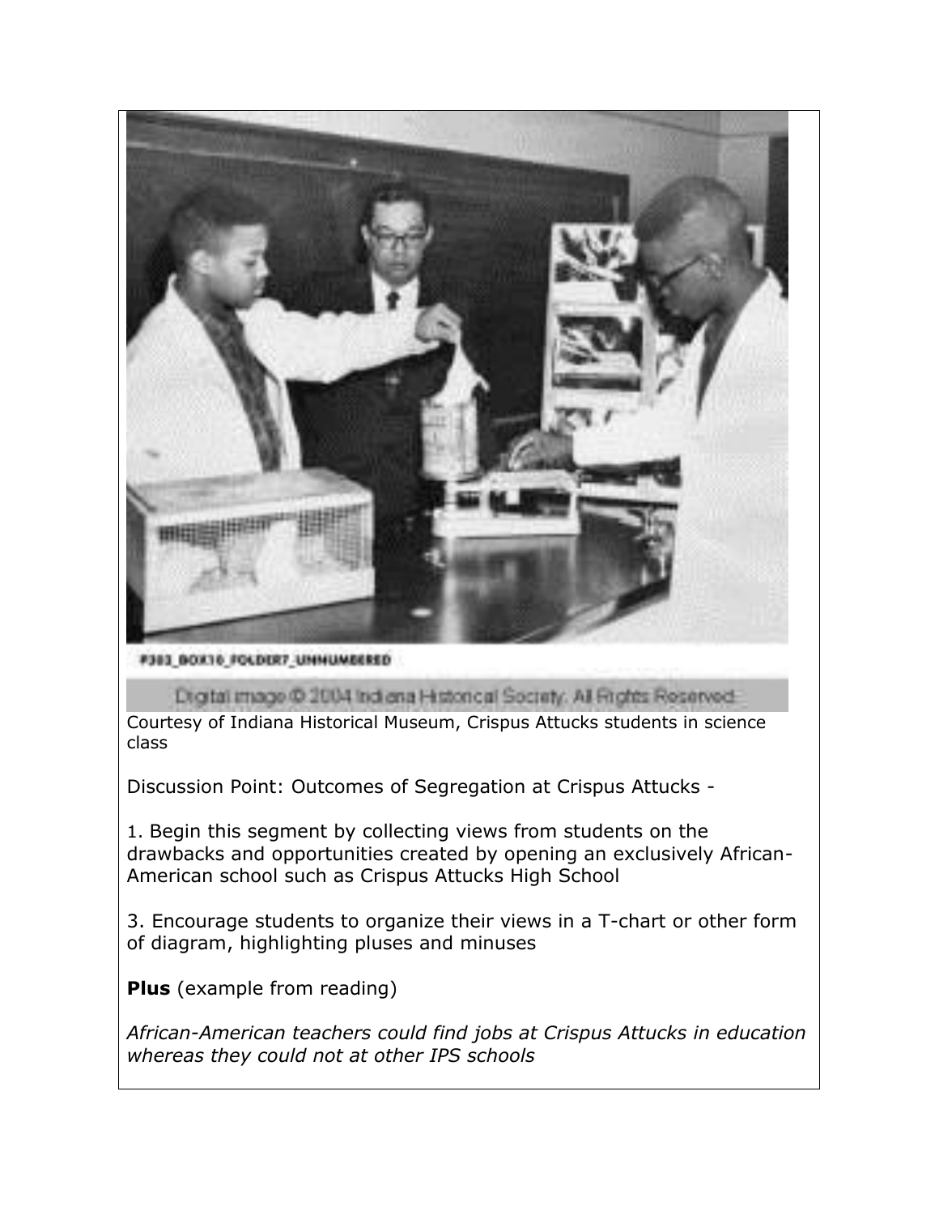F383_BOX10_FOLDER7_UNNUMBERED

Digital image © 2004 Indiana Historical Society. All Rights Reserved

Courtesy of Indiana Historical Museum, Crispus Attucks students in science class

Discussion Point: Outcomes of Segregation at Crispus Attucks -

1. Begin this segment by collecting views from students on the drawbacks and opportunities created by opening an exclusively African-American school such as Crispus Attucks High School

3. Encourage students to organize their views in a T-chart or other form of diagram, highlighting pluses and minuses

**Plus** (example from reading)

*African-American teachers could find jobs at Crispus Attucks in education whereas they could not at other IPS schools*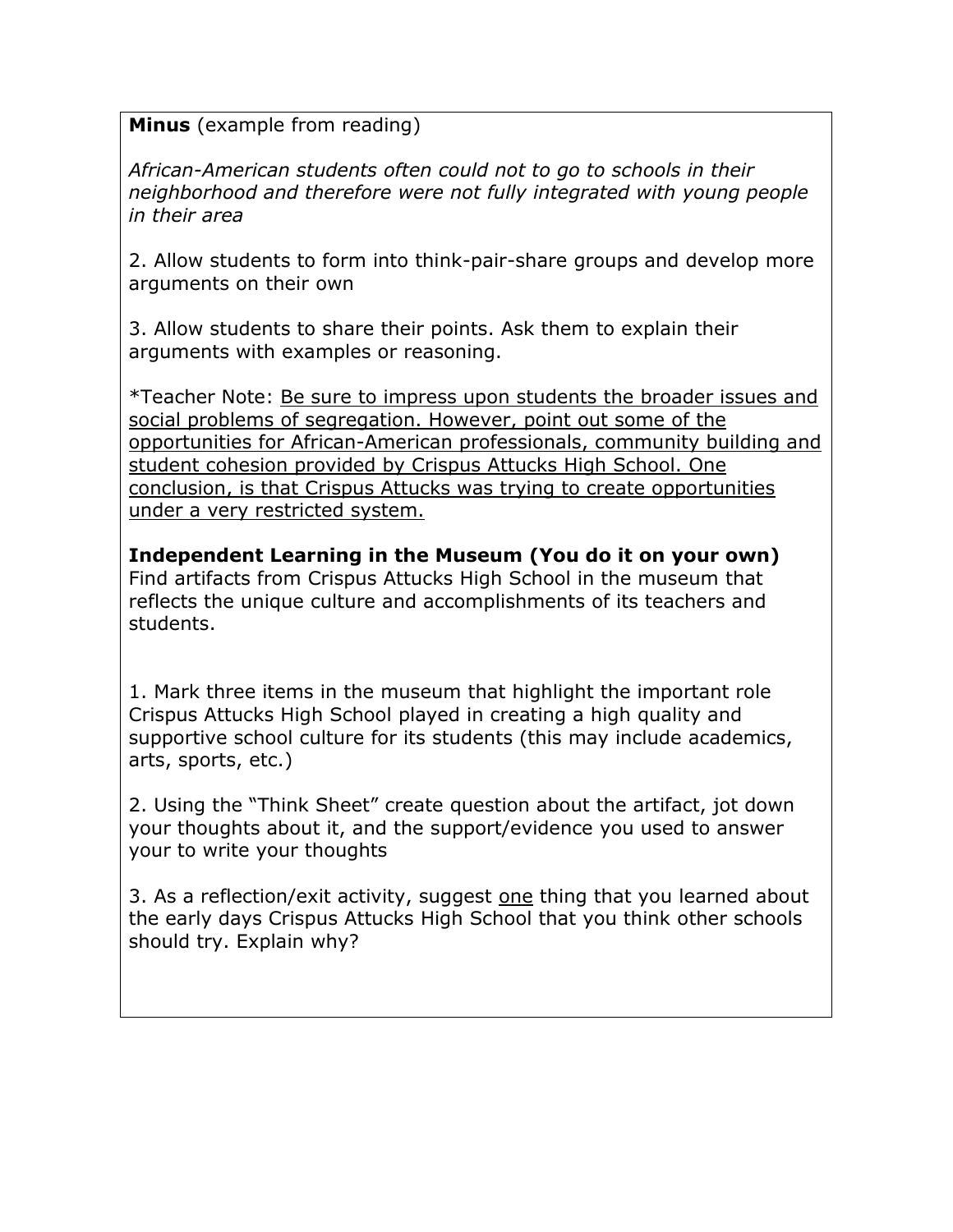**Minus** (example from reading)

*African-American students often could not to go to schools in their neighborhood and therefore were not fully integrated with young people in their area*

2. Allow students to form into think-pair-share groups and develop more arguments on their own

3. Allow students to share their points. Ask them to explain their arguments with examples or reasoning.

*Teacher Note: <u>Be sure to impress upon students the broader issues and social problems of segregation. However, point out some of the opportunities for African-American professionals, community building and student cohesion provided by Crispus Attucks High School. One conclusion, is that Crispus Attucks was trying to create opportunities under a very restricted system.</u>

**Independent Learning in the Museum (You do it on your own)**
Find artifacts from Crispus Attucks High School in the museum that reflects the unique culture and accomplishments of its teachers and students.

1. Mark three items in the museum that highlight the important role Crispus Attucks High School played in creating a high quality and supportive school culture for its students (this may include academics, arts, sports, etc.)

2. Using the "Think Sheet" create question about the artifact, jot down your thoughts about it, and the support/evidence you used to answer your to write your thoughts

3. As a reflection/exit activity, suggest <u>one</u> thing that you learned about the early days Crispus Attucks High School that you think other schools should try. Explain why?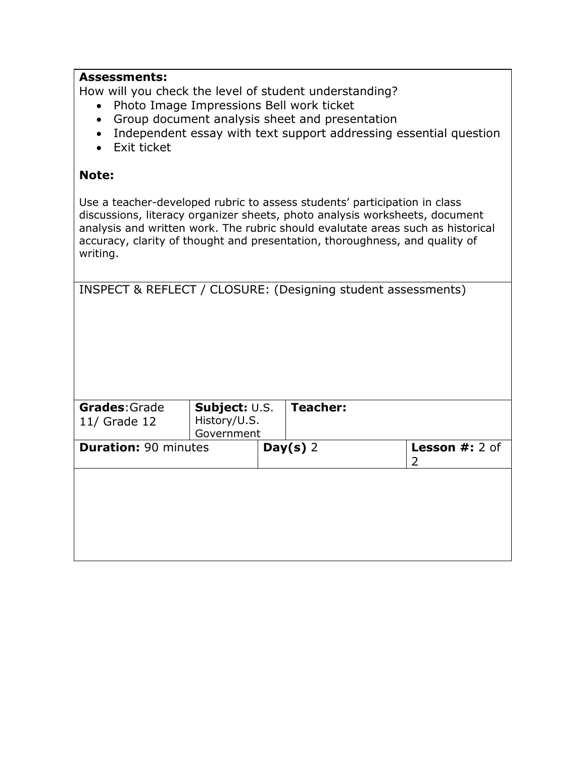**Assessments:**

How will you check the level of student understanding?

- Photo Image Impressions Bell work ticket
- Group document analysis sheet and presentation
- Independent essay with text support addressing essential question
- Exit ticket

**Note:**

Use a teacher-developed rubric to assess students' participation in class discussions, literacy organizer sheets, photo analysis worksheets, document analysis and written work. The rubric should evalutate areas such as historical accuracy, clarity of thought and presentation, thoroughness, and quality of writing.

INSPECT & REFLECT / CLOSURE: (Designing student assessments)

| **Grades**: Grade 11/ Grade 12 | **Subject:** U.S. History/U.S. Government | **Teacher:** | |
|---|---|---|---|
| **Duration:** 90 minutes | | **Day(s)** 2 | **Lesson #:** 2 of 2 |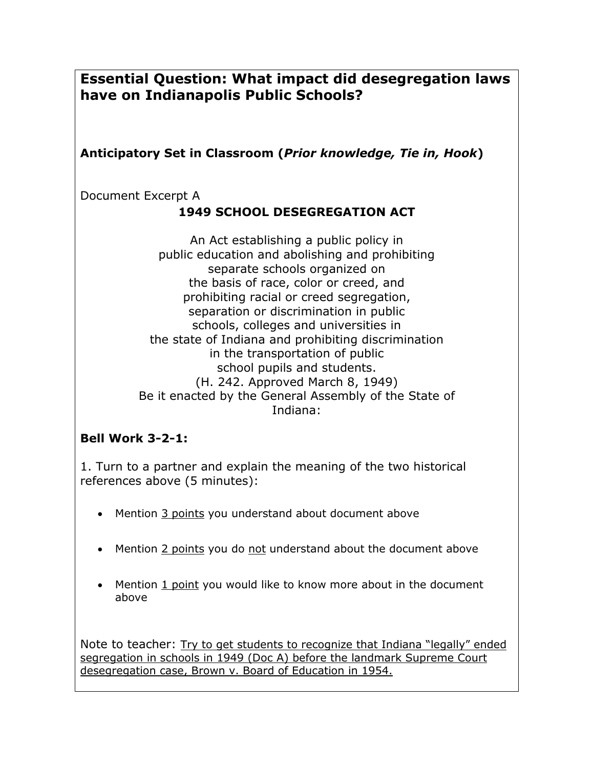## Essential Question: What impact did desegregation laws have on Indianapolis Public Schools?

**Anticipatory Set in Classroom (*Prior knowledge, Tie in, Hook*)**

Document Excerpt A

**1949 SCHOOL DESEGREGATION ACT**

An Act establishing a public policy in
public education and abolishing and prohibiting
separate schools organized on
the basis of race, color or creed, and
prohibiting racial or creed segregation,
separation or discrimination in public
schools, colleges and universities in
the state of Indiana and prohibiting discrimination
in the transportation of public
school pupils and students.
(H. 242. Approved March 8, 1949)
Be it enacted by the General Assembly of the State of
Indiana:

**Bell Work 3-2-1:**

1. Turn to a partner and explain the meaning of the two historical references above (5 minutes):

- Mention 3 points you understand about document above
- Mention 2 points you do not understand about the document above
- Mention 1 point you would like to know more about in the document above

Note to teacher: Try to get students to recognize that Indiana "legally" ended segregation in schools in 1949 (Doc A) before the landmark Supreme Court desegregation case, Brown v. Board of Education in 1954.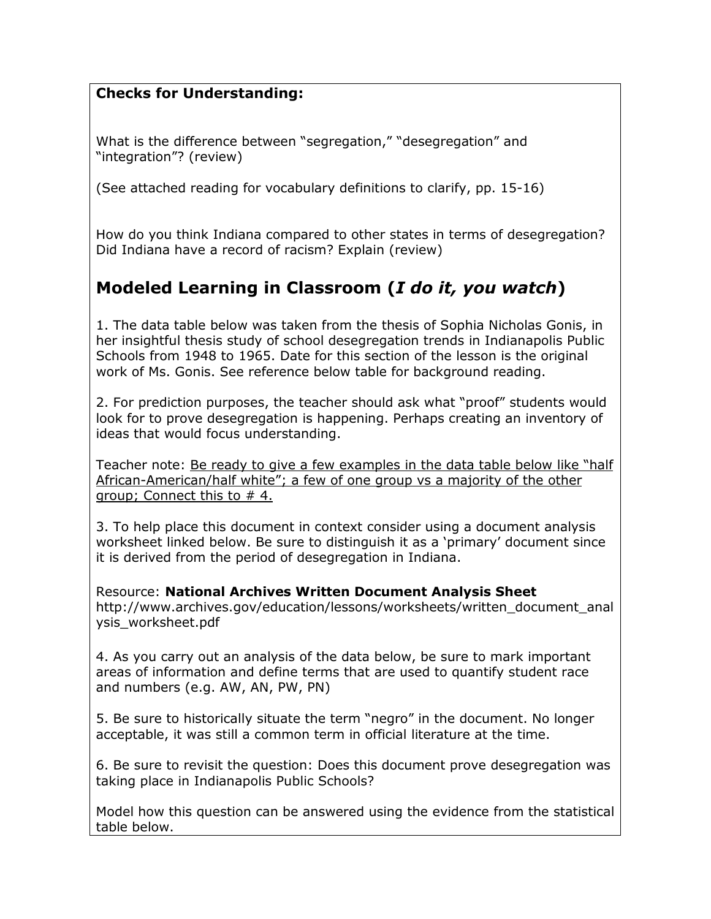**Checks for Understanding:**

What is the difference between "segregation," "desegregation" and "integration"? (review)

(See attached reading for vocabulary definitions to clarify, pp. 15-16)

How do you think Indiana compared to other states in terms of desegregation? Did Indiana have a record of racism? Explain (review)

## Modeled Learning in Classroom (*I do it, you watch*)

1. The data table below was taken from the thesis of Sophia Nicholas Gonis, in her insightful thesis study of school desegregation trends in Indianapolis Public Schools from 1948 to 1965. Date for this section of the lesson is the original work of Ms. Gonis. See reference below table for background reading.

2. For prediction purposes, the teacher should ask what "proof" students would look for to prove desegregation is happening. Perhaps creating an inventory of ideas that would focus understanding.

Teacher note: <u>Be ready to give a few examples in the data table below like "half African-American/half white"; a few of one group vs a majority of the other group; Connect this to # 4.</u>

3. To help place this document in context consider using a document analysis worksheet linked below. Be sure to distinguish it as a 'primary' document since it is derived from the period of desegregation in Indiana.

Resource: **National Archives Written Document Analysis Sheet**
http://www.archives.gov/education/lessons/worksheets/written_document_analysis_worksheet.pdf

4. As you carry out an analysis of the data below, be sure to mark important areas of information and define terms that are used to quantify student race and numbers (e.g. AW, AN, PW, PN)

5. Be sure to historically situate the term "negro" in the document. No longer acceptable, it was still a common term in official literature at the time.

6. Be sure to revisit the question: Does this document prove desegregation was taking place in Indianapolis Public Schools?

Model how this question can be answered using the evidence from the statistical table below.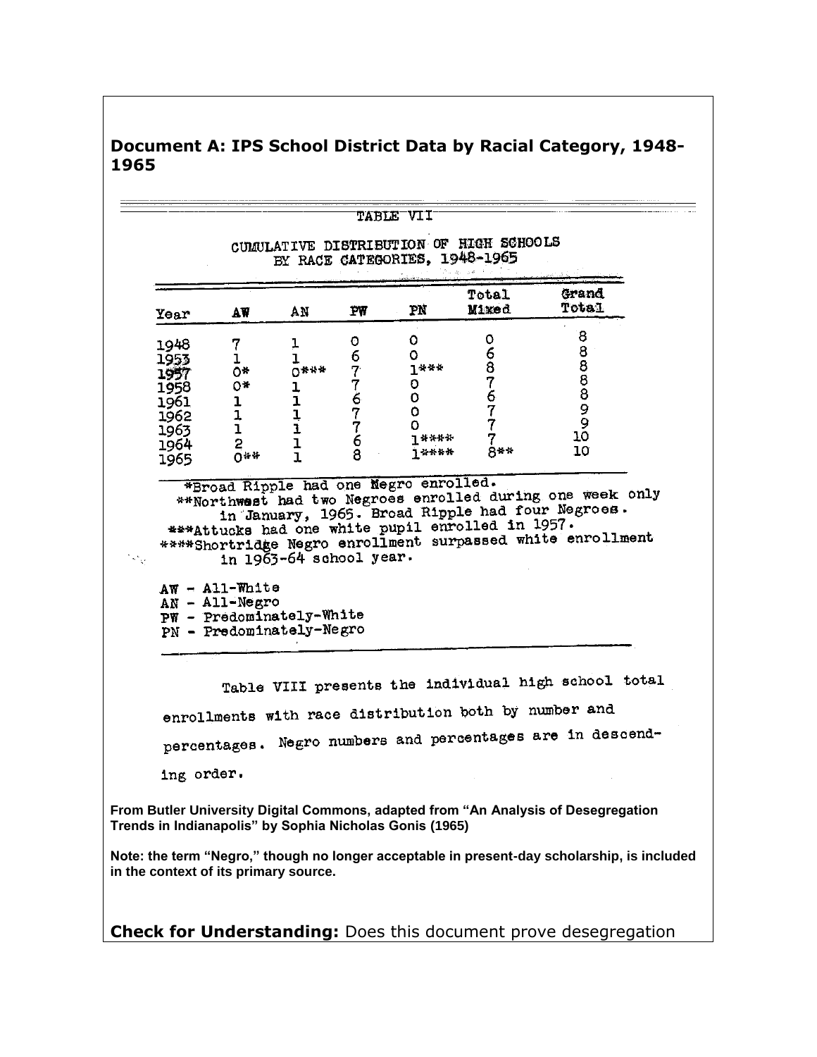## Document A: IPS School District Data by Racial Category, 1948-1965

TABLE VII

CUMULATIVE DISTRIBUTION OF HIGH SCHOOLS BY RACE CATEGORIES, 1948-1965

| Year | AW | AN | PW | PN | Total Mixed | Grand Total |
|---|---|---|---|---|---|---|
| 1948 | 7 | 1 | 0 | 0 | 0 | 8 |
| 1953 | 1 | 1 | 6 | 0 | 6 | 8 |
| 1957 | 0* | 0*** | 7 | 1*** | 8 | 8 |
| 1958 | 0* | 1 | 7 | 0 | 7 | 8 |
| 1961 | 1 | 1 | 6 | 0 | 6 | 8 |
| 1962 | 1 | 1 | 7 | 0 | 7 | 9 |
| 1963 | 1 | 1 | 7 | 0 | 7 | 9 |
| 1964 | 2 | 1 | 6 | 1**** | 7 | 10 |
| 1965 | 0** | 1 | 8 | 1**** | 8** | 10 |

*Broad Ripple had one Negro enrolled.
**Northwest had two Negroes enrolled during one week only in January, 1965. Broad Ripple had four Negroes.
***Attucks had one white pupil enrolled in 1957.
****Shortridge Negro enrollment surpassed white enrollment in 1963-64 school year.

AW - All-White
AN - All-Negro
PW - Predominately-White
PN - Predominately-Negro

Table VIII presents the individual high school total enrollments with race distribution both by number and percentages. Negro numbers and percentages are in descending order.

**From Butler University Digital Commons, adapted from "An Analysis of Desegregation Trends in Indianapolis" by Sophia Nicholas Gonis (1965)**

**Note: the term "Negro," though no longer acceptable in present-day scholarship, is included in the context of its primary source.**

**Check for Understanding:** Does this document prove desegregation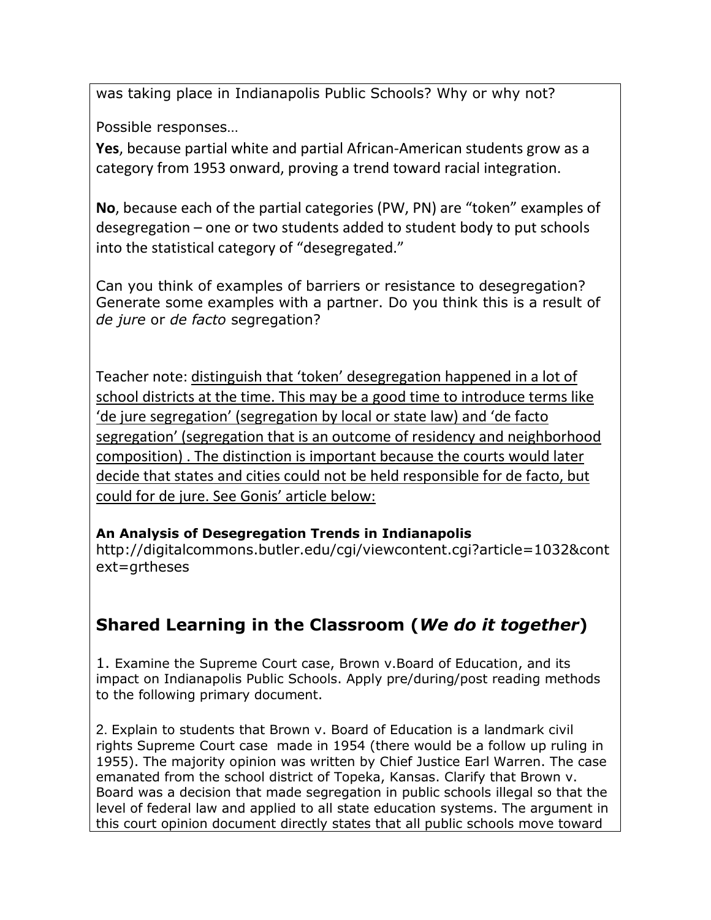was taking place in Indianapolis Public Schools? Why or why not?

Possible responses…

**Yes**, because partial white and partial African-American students grow as a category from 1953 onward, proving a trend toward racial integration.

**No**, because each of the partial categories (PW, PN) are "token" examples of desegregation – one or two students added to student body to put schools into the statistical category of "desegregated."

Can you think of examples of barriers or resistance to desegregation? Generate some examples with a partner. Do you think this is a result of *de jure* or *de facto* segregation?

Teacher note: <u>distinguish that 'token' desegregation happened in a lot of school districts at the time. This may be a good time to introduce terms like 'de jure segregation' (segregation by local or state law) and 'de facto segregation' (segregation that is an outcome of residency and neighborhood composition) . The distinction is important because the courts would later decide that states and cities could not be held responsible for de facto, but could for de jure. See Gonis' article below:</u>

**An Analysis of Desegregation Trends in Indianapolis**
http://digitalcommons.butler.edu/cgi/viewcontent.cgi?article=1032&context=grtheses

## Shared Learning in the Classroom (*We do it together*)

1. Examine the Supreme Court case, Brown v.Board of Education, and its impact on Indianapolis Public Schools. Apply pre/during/post reading methods to the following primary document.

2. Explain to students that Brown v. Board of Education is a landmark civil rights Supreme Court case made in 1954 (there would be a follow up ruling in 1955). The majority opinion was written by Chief Justice Earl Warren. The case emanated from the school district of Topeka, Kansas. Clarify that Brown v. Board was a decision that made segregation in public schools illegal so that the level of federal law and applied to all state education systems. The argument in this court opinion document directly states that all public schools move toward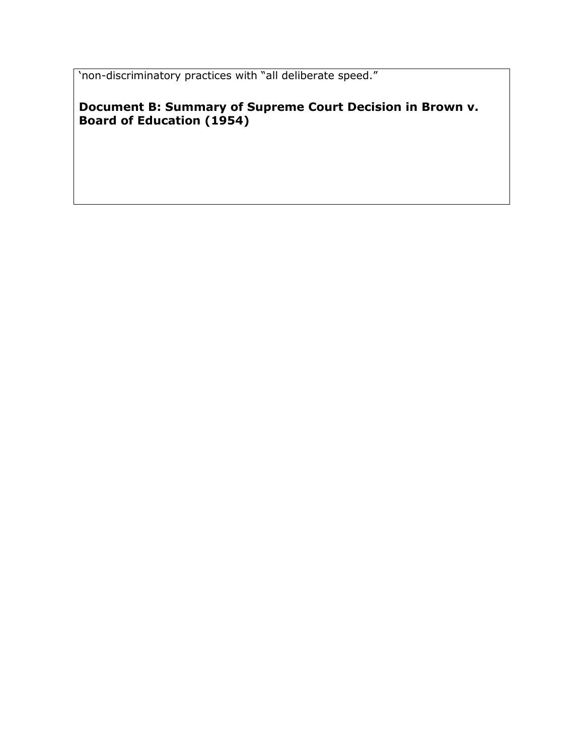'non-discriminatory practices with "all deliberate speed."

**Document B: Summary of Supreme Court Decision in Brown v. Board of Education (1954)**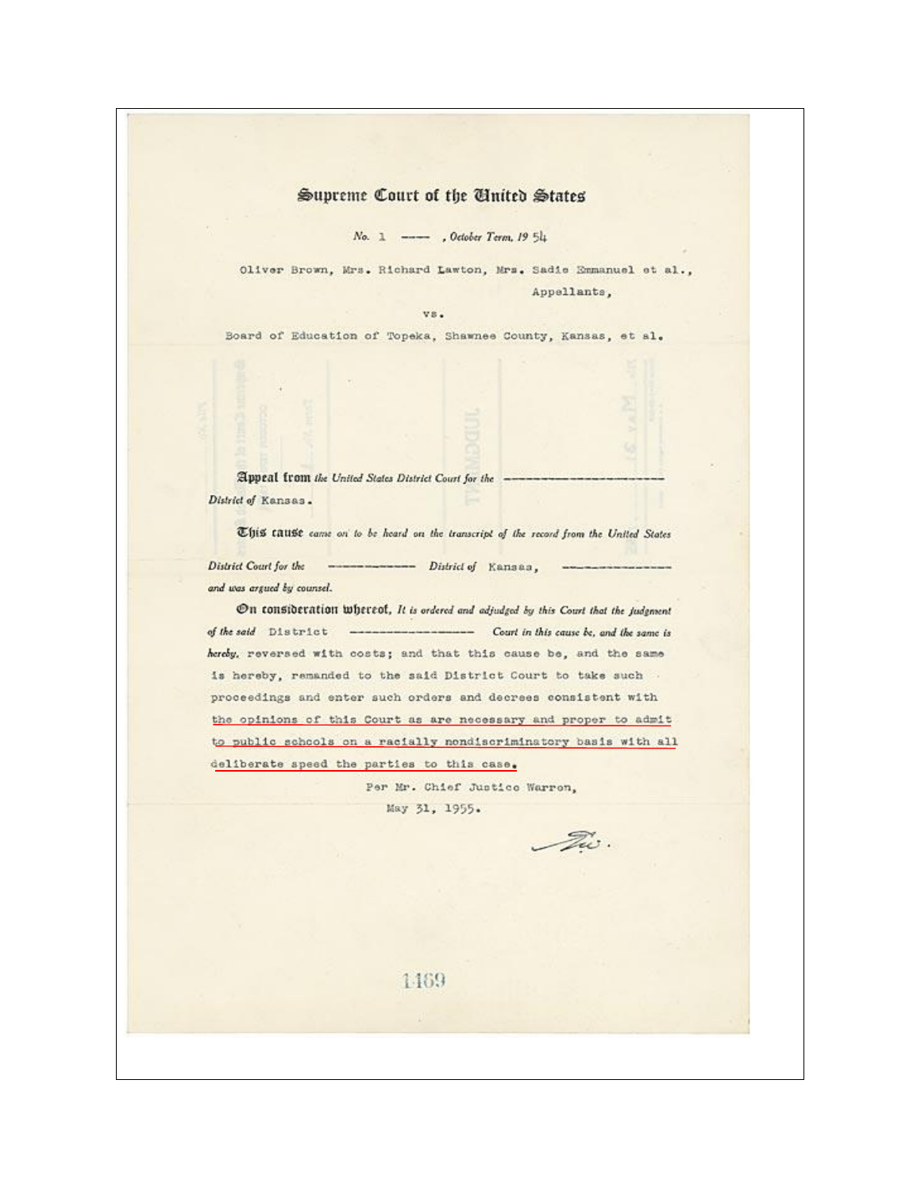# Supreme Court of the United States

No. 1 ——, October Term, 19 54

Oliver Brown, Mrs. Richard Lawton, Mrs. Sadie Emmanuel et al.,

Appellants,

vs.

Board of Education of Topeka, Shawnee County, Kansas, et al.

**Appeal from** *the United States District Court for the* ——————————— *District of* Kansas.

**This cause** *came on to be heard on the transcript of the record from the United States District Court for the* —————— *District of* Kansas, ——————— *and was argued by counsel.*

**On consideration whereof,** *It is ordered and adjudged by this Court that the judgment of the said* District ——————— *Court in this cause be, and the same is hereby,* reversed with costs; and that this cause be, and the same is hereby, remanded to the said District Court to take such proceedings and enter such orders and decrees consistent with the opinions of this Court as are necessary and proper to admit to public schools on a racially nondiscriminatory basis with all deliberate speed the parties to this case.

Per Mr. Chief Justice Warren,

May 31, 1955.

1469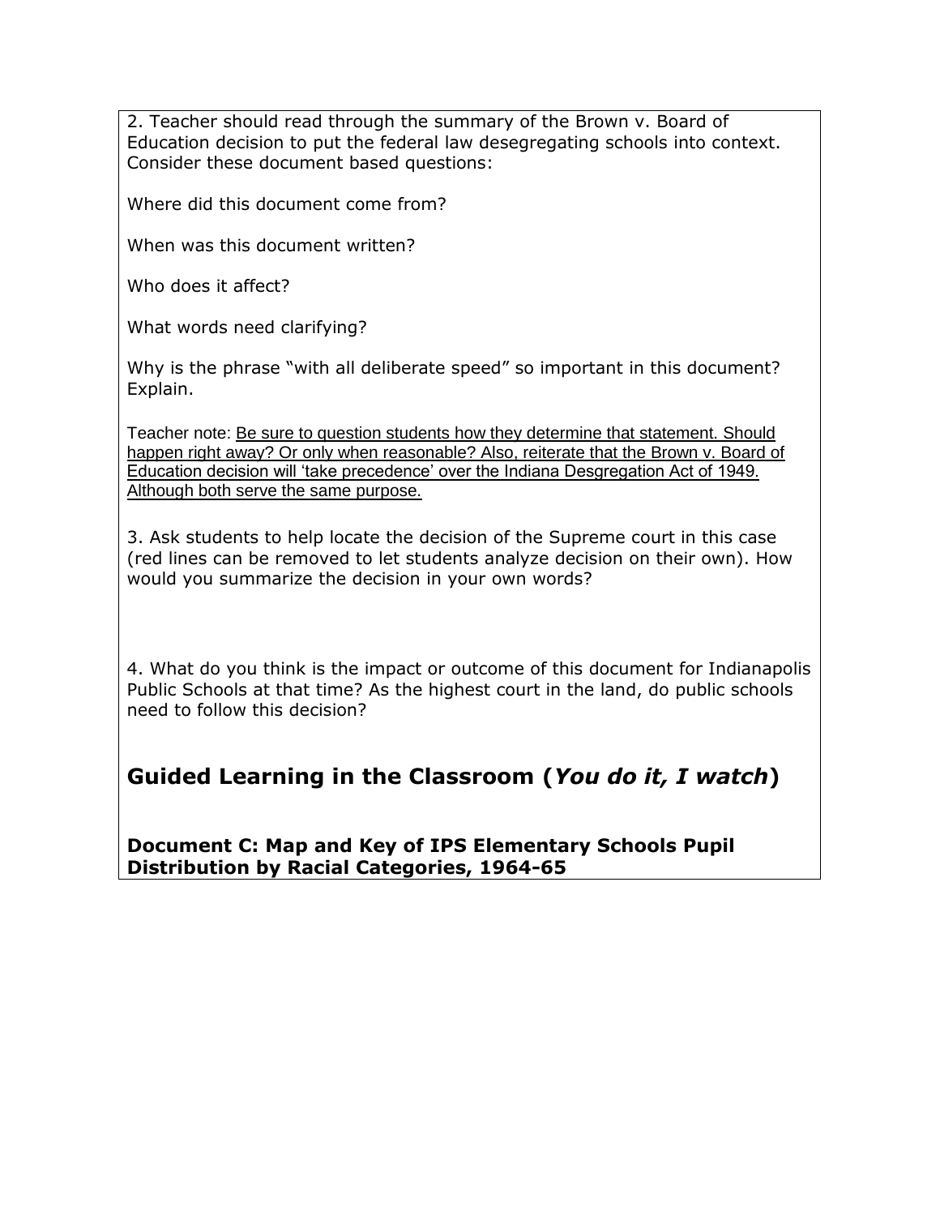2. Teacher should read through the summary of the Brown v. Board of Education decision to put the federal law desegregating schools into context. Consider these document based questions:

Where did this document come from?

When was this document written?

Who does it affect?

What words need clarifying?

Why is the phrase "with all deliberate speed" so important in this document? Explain.

Teacher note: <u>Be sure to question students how they determine that statement. Should happen right away? Or only when reasonable? Also, reiterate that the Brown v. Board of Education decision will 'take precedence' over the Indiana Desgregation Act of 1949. Although both serve the same purpose.</u>

3. Ask students to help locate the decision of the Supreme court in this case (red lines can be removed to let students analyze decision on their own). How would you summarize the decision in your own words?

4. What do you think is the impact or outcome of this document for Indianapolis Public Schools at that time? As the highest court in the land, do public schools need to follow this decision?

## Guided Learning in the Classroom (*You do it, I watch*)

**Document C: Map and Key of IPS Elementary Schools Pupil Distribution by Racial Categories, 1964-65**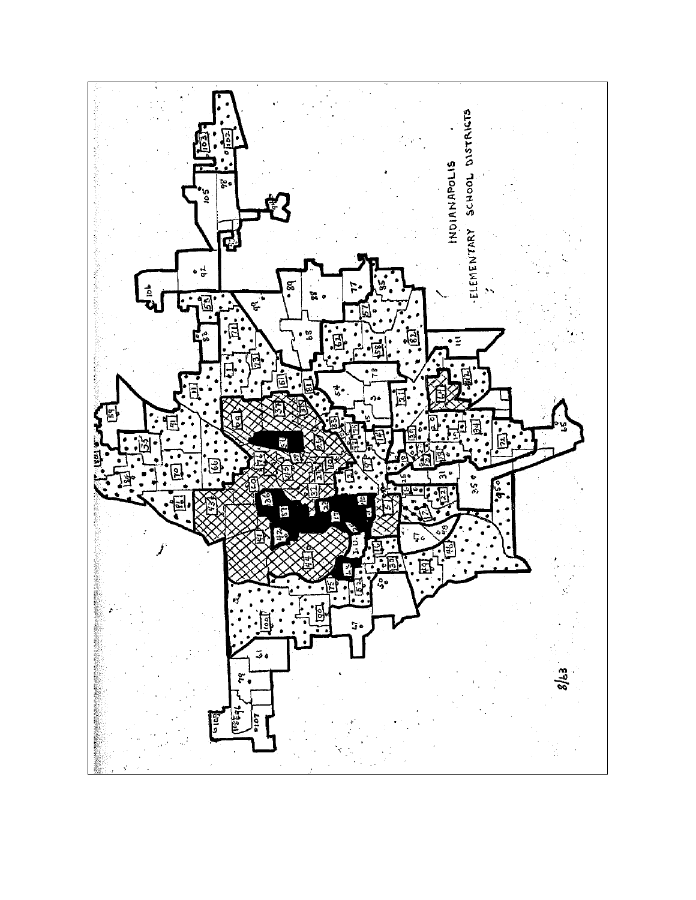INDIANAPOLIS
ELEMENTARY SCHOOL DISTRICTS

8/63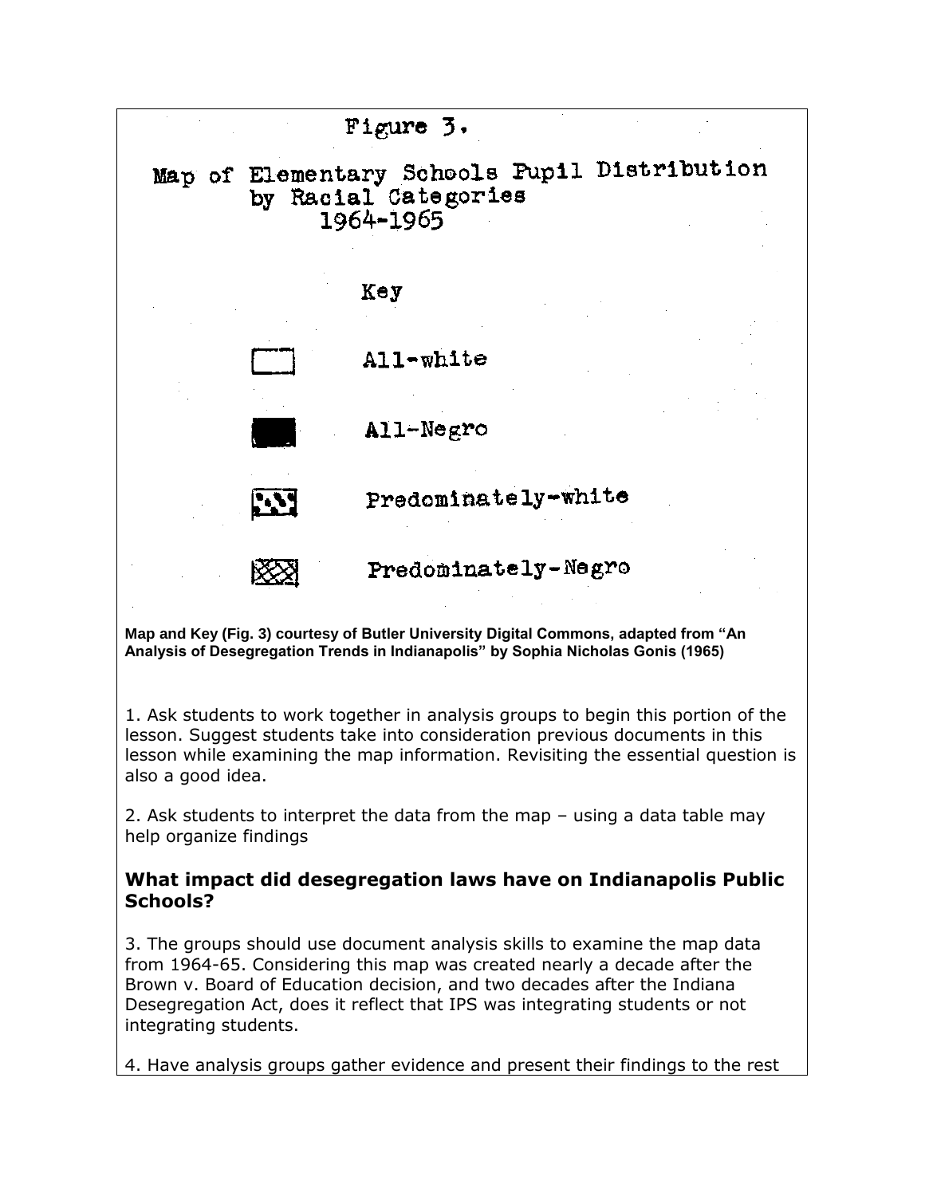Figure 3.

Map of Elementary Schools Pupil Distribution by Racial Categories 1964-1965

Key

All-white

All-Negro

Predominately-white

Predominately-Negro

**Map and Key (Fig. 3) courtesy of Butler University Digital Commons, adapted from "An Analysis of Desegregation Trends in Indianapolis" by Sophia Nicholas Gonis (1965)**

1. Ask students to work together in analysis groups to begin this portion of the lesson. Suggest students take into consideration previous documents in this lesson while examining the map information. Revisiting the essential question is also a good idea.

2. Ask students to interpret the data from the map – using a data table may help organize findings

### What impact did desegregation laws have on Indianapolis Public Schools?

3. The groups should use document analysis skills to examine the map data from 1964-65. Considering this map was created nearly a decade after the Brown v. Board of Education decision, and two decades after the Indiana Desegregation Act, does it reflect that IPS was integrating students or not integrating students.

4. Have analysis groups gather evidence and present their findings to the rest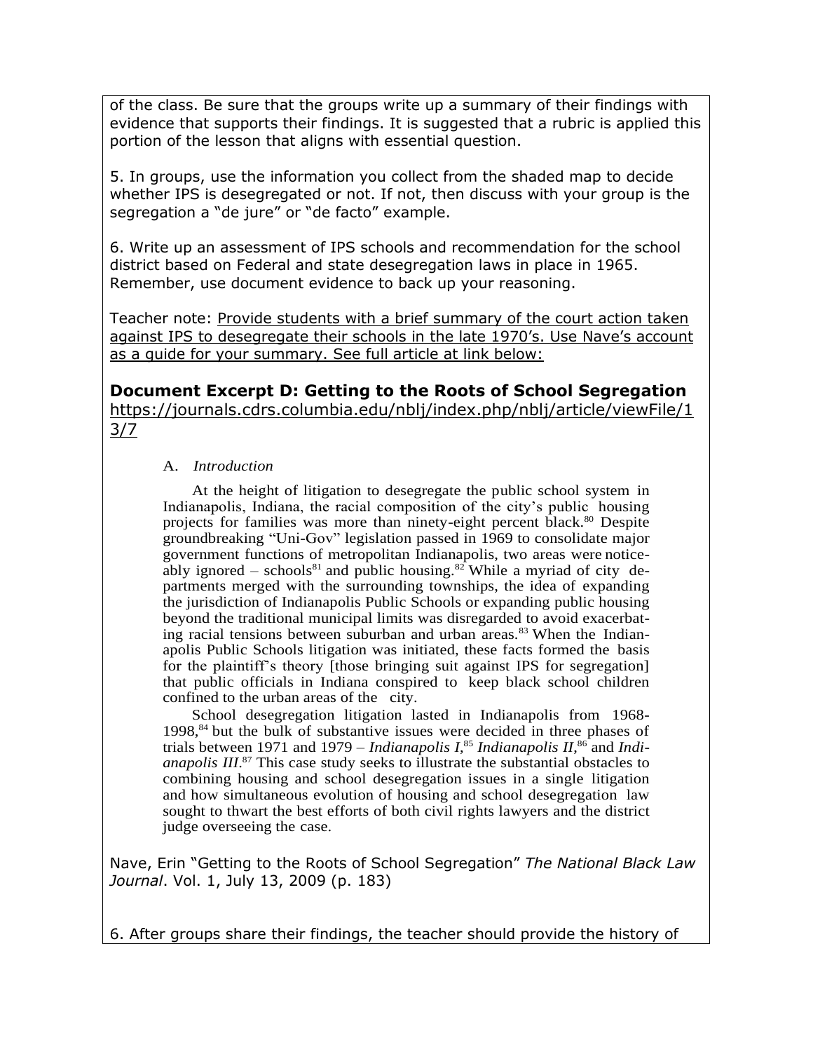of the class. Be sure that the groups write up a summary of their findings with evidence that supports their findings. It is suggested that a rubric is applied this portion of the lesson that aligns with essential question.

5. In groups, use the information you collect from the shaded map to decide whether IPS is desegregated or not. If not, then discuss with your group is the segregation a "de jure" or "de facto" example.

6. Write up an assessment of IPS schools and recommendation for the school district based on Federal and state desegregation laws in place in 1965. Remember, use document evidence to back up your reasoning.

Teacher note: Provide students with a brief summary of the court action taken against IPS to desegregate their schools in the late 1970's. Use Nave's account as a guide for your summary. See full article at link below:

**Document Excerpt D: Getting to the Roots of School Segregation**
https://journals.cdrs.columbia.edu/nblj/index.php/nblj/article/viewFile/13/7

A. *Introduction*

At the height of litigation to desegregate the public school system in Indianapolis, Indiana, the racial composition of the city's public housing projects for families was more than ninety-eight percent black.[80] Despite groundbreaking "Uni-Gov" legislation passed in 1969 to consolidate major government functions of metropolitan Indianapolis, two areas were noticeably ignored – schools[81] and public housing.[82] While a myriad of city departments merged with the surrounding townships, the idea of expanding the jurisdiction of Indianapolis Public Schools or expanding public housing beyond the traditional municipal limits was disregarded to avoid exacerbating racial tensions between suburban and urban areas.[83] When the Indianapolis Public Schools litigation was initiated, these facts formed the basis for the plaintiff's theory [those bringing suit against IPS for segregation] that public officials in Indiana conspired to keep black school children confined to the urban areas of the city.

School desegregation litigation lasted in Indianapolis from 1968-1998,[84] but the bulk of substantive issues were decided in three phases of trials between 1971 and 1979 – *Indianapolis I*,[85] *Indianapolis II*,[86] and *Indianapolis III*.[87] This case study seeks to illustrate the substantial obstacles to combining housing and school desegregation issues in a single litigation and how simultaneous evolution of housing and school desegregation law sought to thwart the best efforts of both civil rights lawyers and the district judge overseeing the case.

Nave, Erin "Getting to the Roots of School Segregation" *The National Black Law Journal*. Vol. 1, July 13, 2009 (p. 183)

6. After groups share their findings, the teacher should provide the history of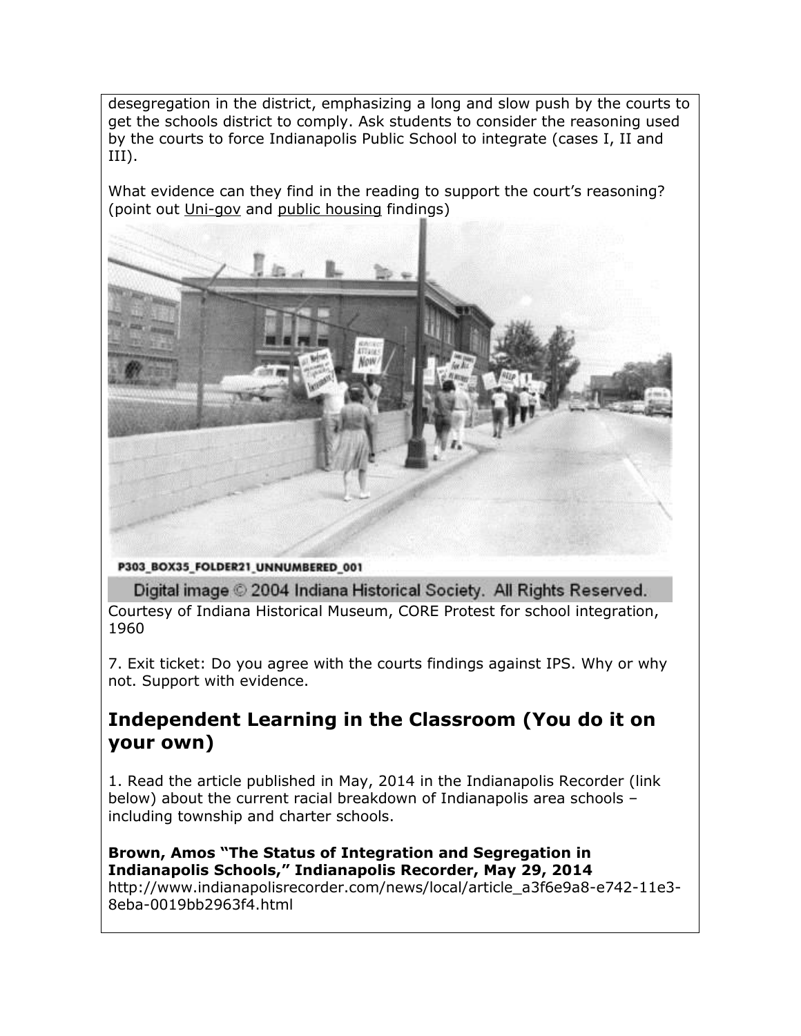desegregation in the district, emphasizing a long and slow push by the courts to get the schools district to comply. Ask students to consider the reasoning used by the courts to force Indianapolis Public School to integrate (cases I, II and III).

What evidence can they find in the reading to support the court's reasoning? (point out Uni-gov and public housing findings)

P303_BOX35_FOLDER21_UNNUMBERED_001

Digital image © 2004 Indiana Historical Society. All Rights Reserved.

Courtesy of Indiana Historical Museum, CORE Protest for school integration, 1960

7. Exit ticket: Do you agree with the courts findings against IPS. Why or why not. Support with evidence.

## Independent Learning in the Classroom (You do it on your own)

1. Read the article published in May, 2014 in the Indianapolis Recorder (link below) about the current racial breakdown of Indianapolis area schools – including township and charter schools.

**Brown, Amos "The Status of Integration and Segregation in Indianapolis Schools," Indianapolis Recorder, May 29, 2014**
http://www.indianapolisrecorder.com/news/local/article_a3f6e9a8-e742-11e3-8eba-0019bb2963f4.html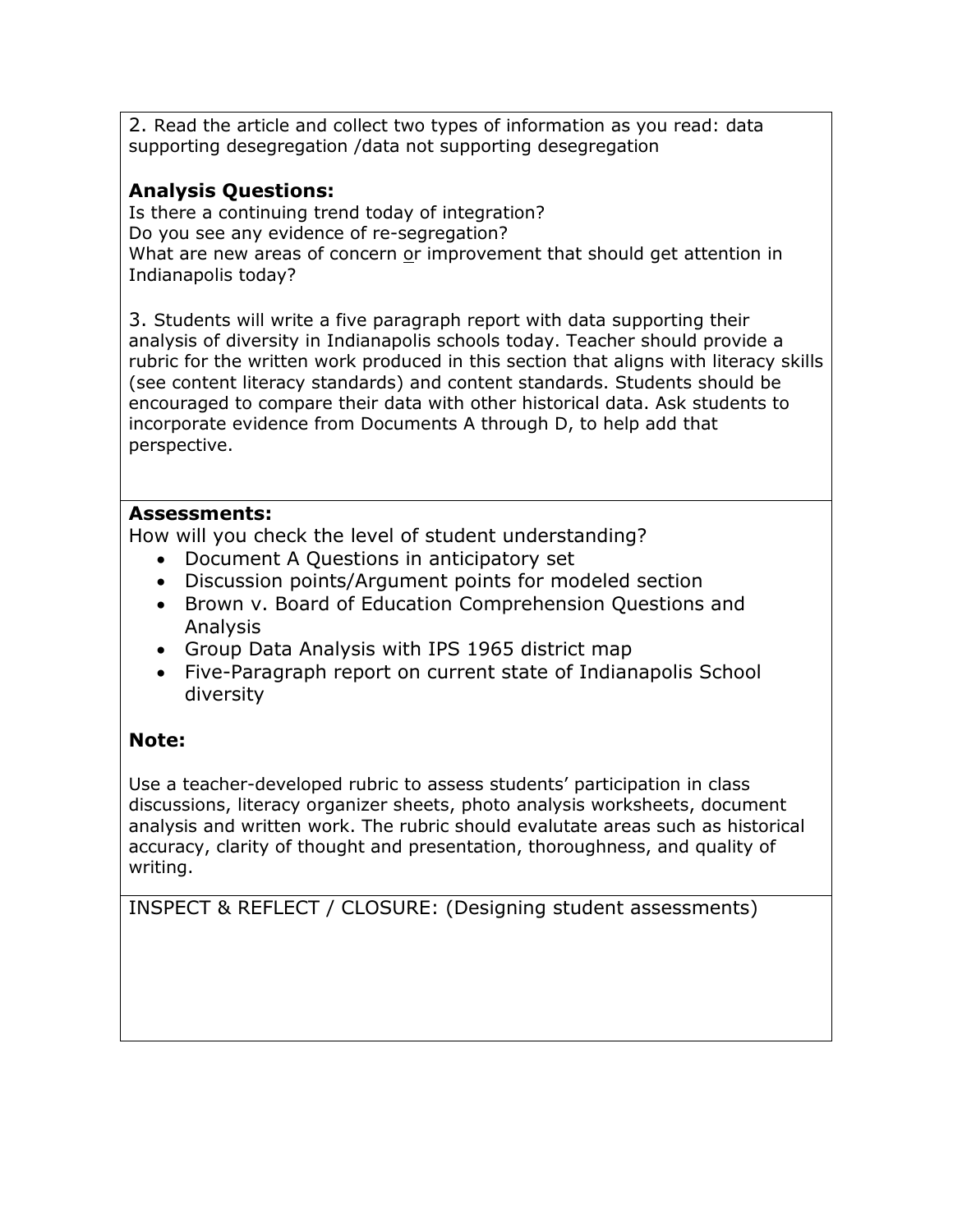2. Read the article and collect two types of information as you read: data supporting desegregation /data not supporting desegregation

**Analysis Questions:**

Is there a continuing trend today of integration?
Do you see any evidence of re-segregation?
What are new areas of concern <u>or</u> improvement that should get attention in Indianapolis today?

3. Students will write a five paragraph report with data supporting their analysis of diversity in Indianapolis schools today. Teacher should provide a rubric for the written work produced in this section that aligns with literacy skills (see content literacy standards) and content standards. Students should be encouraged to compare their data with other historical data. Ask students to incorporate evidence from Documents A through D, to help add that perspective.

**Assessments:**

How will you check the level of student understanding?

- Document A Questions in anticipatory set
- Discussion points/Argument points for modeled section
- Brown v. Board of Education Comprehension Questions and Analysis
- Group Data Analysis with IPS 1965 district map
- Five-Paragraph report on current state of Indianapolis School diversity

**Note:**

Use a teacher-developed rubric to assess students' participation in class discussions, literacy organizer sheets, photo analysis worksheets, document analysis and written work. The rubric should evalutate areas such as historical accuracy, clarity of thought and presentation, thoroughness, and quality of writing.

INSPECT & REFLECT / CLOSURE: (Designing student assessments)